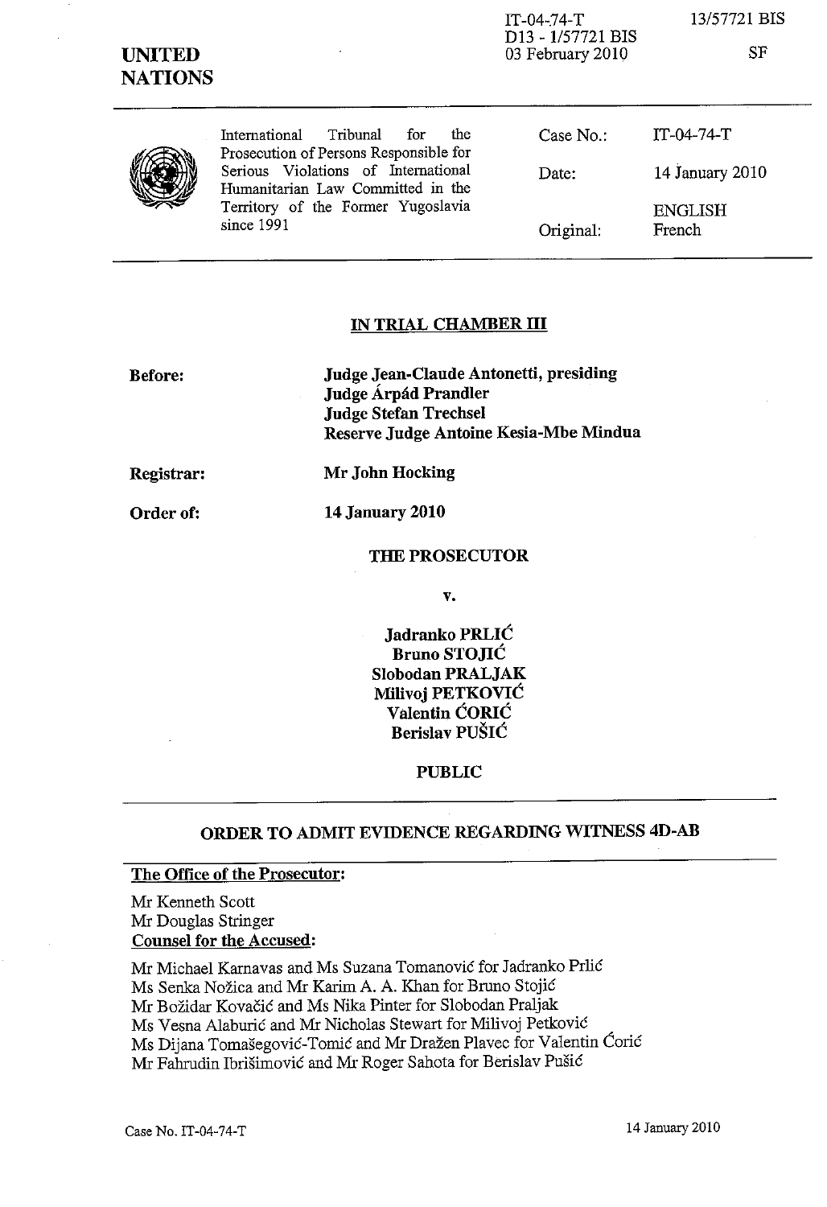IT-04-74-T
D13 - 1/57721 BIS
03 February 2010

13/57721 BIS

SF

**UNITED NATIONS**

International Tribunal for the Prosecution of Persons Responsible for Serious Violations of International Humanitarian Law Committed in the Territory of the Former Yugoslavia since 1991

| | |
|---|---|
| Case No.: | IT-04-74-T |
| Date: | 14 January 2010 |
| Original: | ENGLISH French |

## IN TRIAL CHAMBER III

**Before:** **Judge Jean-Claude Antonetti, presiding**
**Judge Árpád Prandler**
**Judge Stefan Trechsel**
**Reserve Judge Antoine Kesia-Mbe Mindua**

**Registrar:** **Mr John Hocking**

**Order of:** **14 January 2010**

**THE PROSECUTOR**

**v.**

**Jadranko PRLIĆ**
**Bruno STOJIĆ**
**Slobodan PRALJAK**
**Milivoj PETKOVIĆ**
**Valentin ĆORIĆ**
**Berislav PUŠIĆ**

**PUBLIC**

## ORDER TO ADMIT EVIDENCE REGARDING WITNESS 4D-AB

**The Office of the Prosecutor:**

Mr Kenneth Scott
Mr Douglas Stringer

**Counsel for the Accused:**

Mr Michael Karnavas and Ms Suzana Tomanović for Jadranko Prlić
Ms Senka Nožica and Mr Karim A. A. Khan for Bruno Stojić
Mr Božidar Kovačić and Ms Nika Pinter for Slobodan Praljak
Ms Vesna Alaburić and Mr Nicholas Stewart for Milivoj Petković
Ms Dijana Tomašegović-Tomić and Mr Dražen Plavec for Valentin Ćorić
Mr Fahrudin Ibrišimović and Mr Roger Sahota for Berislav Pušić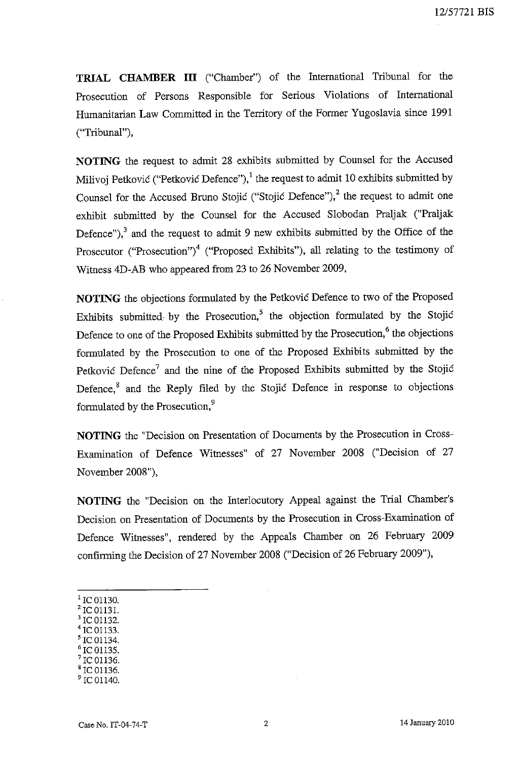**TRIAL CHAMBER III** ("Chamber") of the International Tribunal for the Prosecution of Persons Responsible for Serious Violations of International Humanitarian Law Committed in the Territory of the Former Yugoslavia since 1991 ("Tribunal"),

**NOTING** the request to admit 28 exhibits submitted by Counsel for the Accused Milivoj Petković ("Petković Defence"),[1] the request to admit 10 exhibits submitted by Counsel for the Accused Bruno Stojić ("Stojić Defence"),[2] the request to admit one exhibit submitted by the Counsel for the Accused Slobodan Praljak ("Praljak Defence"),[3] and the request to admit 9 new exhibits submitted by the Office of the Prosecutor ("Prosecution")[4] ("Proposed Exhibits"), all relating to the testimony of Witness 4D-AB who appeared from 23 to 26 November 2009,

**NOTING** the objections formulated by the Petković Defence to two of the Proposed Exhibits submitted by the Prosecution,[5] the objection formulated by the Stojić Defence to one of the Proposed Exhibits submitted by the Prosecution,[6] the objections formulated by the Prosecution to one of the Proposed Exhibits submitted by the Petković Defence[7] and the nine of the Proposed Exhibits submitted by the Stojić Defence,[8] and the Reply filed by the Stojić Defence in response to objections formulated by the Prosecution,[9]

**NOTING** the "Decision on Presentation of Documents by the Prosecution in Cross-Examination of Defence Witnesses" of 27 November 2008 ("Decision of 27 November 2008"),

**NOTING** the "Decision on the Interlocutory Appeal against the Trial Chamber's Decision on Presentation of Documents by the Prosecution in Cross-Examination of Defence Witnesses", rendered by the Appeals Chamber on 26 February 2009 confirming the Decision of 27 November 2008 ("Decision of 26 February 2009"),

---

[1] IC 01130.
[2] IC 01131.
[3] IC 01132.
[4] IC 01133.
[5] IC 01134.
[6] IC 01135.
[7] IC 01136.
[8] IC 01136.
[9] IC 01140.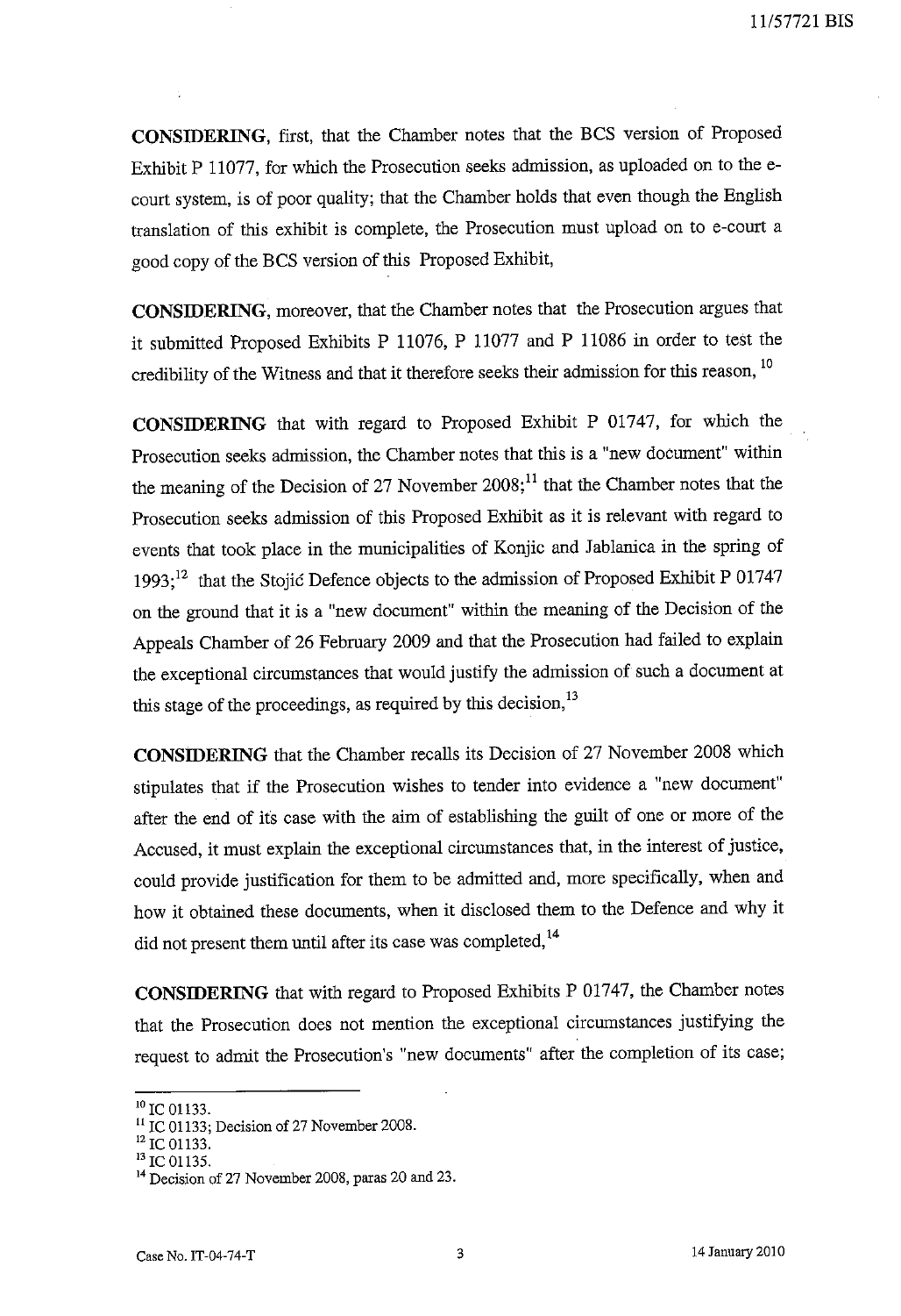**CONSIDERING**, first, that the Chamber notes that the BCS version of Proposed Exhibit P 11077, for which the Prosecution seeks admission, as uploaded on to the e-court system, is of poor quality; that the Chamber holds that even though the English translation of this exhibit is complete, the Prosecution must upload on to e-court a good copy of the BCS version of this Proposed Exhibit,

**CONSIDERING**, moreover, that the Chamber notes that the Prosecution argues that it submitted Proposed Exhibits P 11076, P 11077 and P 11086 in order to test the credibility of the Witness and that it therefore seeks their admission for this reason, [10]

**CONSIDERING** that with regard to Proposed Exhibit P 01747, for which the Prosecution seeks admission, the Chamber notes that this is a "new document" within the meaning of the Decision of 27 November 2008;[11] that the Chamber notes that the Prosecution seeks admission of this Proposed Exhibit as it is relevant with regard to events that took place in the municipalities of Konjic and Jablanica in the spring of 1993;[12] that the Stojić Defence objects to the admission of Proposed Exhibit P 01747 on the ground that it is a "new document" within the meaning of the Decision of the Appeals Chamber of 26 February 2009 and that the Prosecution had failed to explain the exceptional circumstances that would justify the admission of such a document at this stage of the proceedings, as required by this decision,[13]

**CONSIDERING** that the Chamber recalls its Decision of 27 November 2008 which stipulates that if the Prosecution wishes to tender into evidence a "new document" after the end of its case with the aim of establishing the guilt of one or more of the Accused, it must explain the exceptional circumstances that, in the interest of justice, could provide justification for them to be admitted and, more specifically, when and how it obtained these documents, when it disclosed them to the Defence and why it did not present them until after its case was completed,[14]

**CONSIDERING** that with regard to Proposed Exhibits P 01747, the Chamber notes that the Prosecution does not mention the exceptional circumstances justifying the request to admit the Prosecution's "new documents" after the completion of its case;

---

[10] IC 01133.
[11] IC 01133; Decision of 27 November 2008.
[12] IC 01133.
[13] IC 01135.
[14] Decision of 27 November 2008, paras 20 and 23.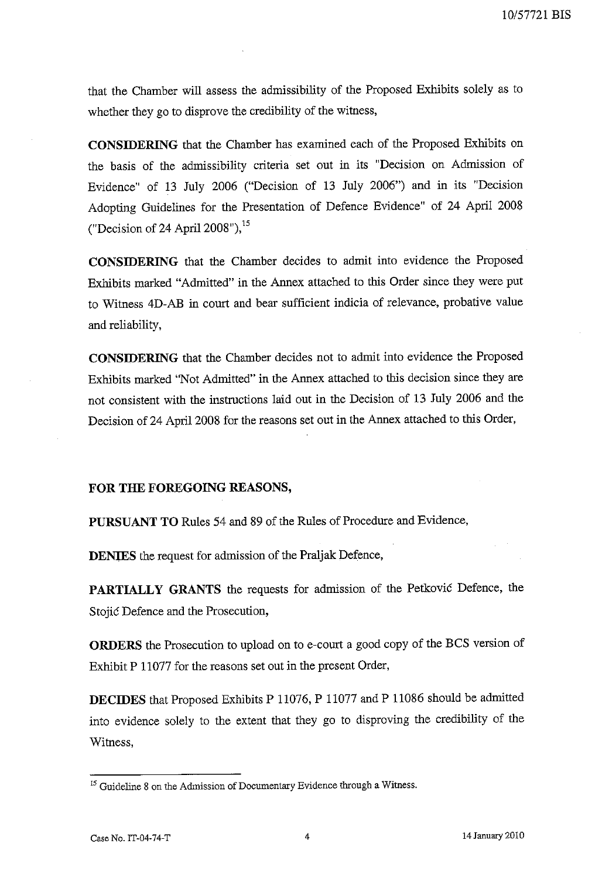that the Chamber will assess the admissibility of the Proposed Exhibits solely as to whether they go to disprove the credibility of the witness,

**CONSIDERING** that the Chamber has examined each of the Proposed Exhibits on the basis of the admissibility criteria set out in its "Decision on Admission of Evidence" of 13 July 2006 ("Decision of 13 July 2006") and in its "Decision Adopting Guidelines for the Presentation of Defence Evidence" of 24 April 2008 ("Decision of 24 April 2008"),[15]

**CONSIDERING** that the Chamber decides to admit into evidence the Proposed Exhibits marked "Admitted" in the Annex attached to this Order since they were put to Witness 4D-AB in court and bear sufficient indicia of relevance, probative value and reliability,

**CONSIDERING** that the Chamber decides not to admit into evidence the Proposed Exhibits marked "Not Admitted" in the Annex attached to this decision since they are not consistent with the instructions laid out in the Decision of 13 July 2006 and the Decision of 24 April 2008 for the reasons set out in the Annex attached to this Order,

**FOR THE FOREGOING REASONS,**

**PURSUANT TO** Rules 54 and 89 of the Rules of Procedure and Evidence,

**DENIES** the request for admission of the Praljak Defence,

**PARTIALLY GRANTS** the requests for admission of the Petković Defence, the Stojić Defence and the Prosecution,

**ORDERS** the Prosecution to upload on to e-court a good copy of the BCS version of Exhibit P 11077 for the reasons set out in the present Order,

**DECIDES** that Proposed Exhibits P 11076, P 11077 and P 11086 should be admitted into evidence solely to the extent that they go to disproving the credibility of the Witness,

---

[15] Guideline 8 on the Admission of Documentary Evidence through a Witness.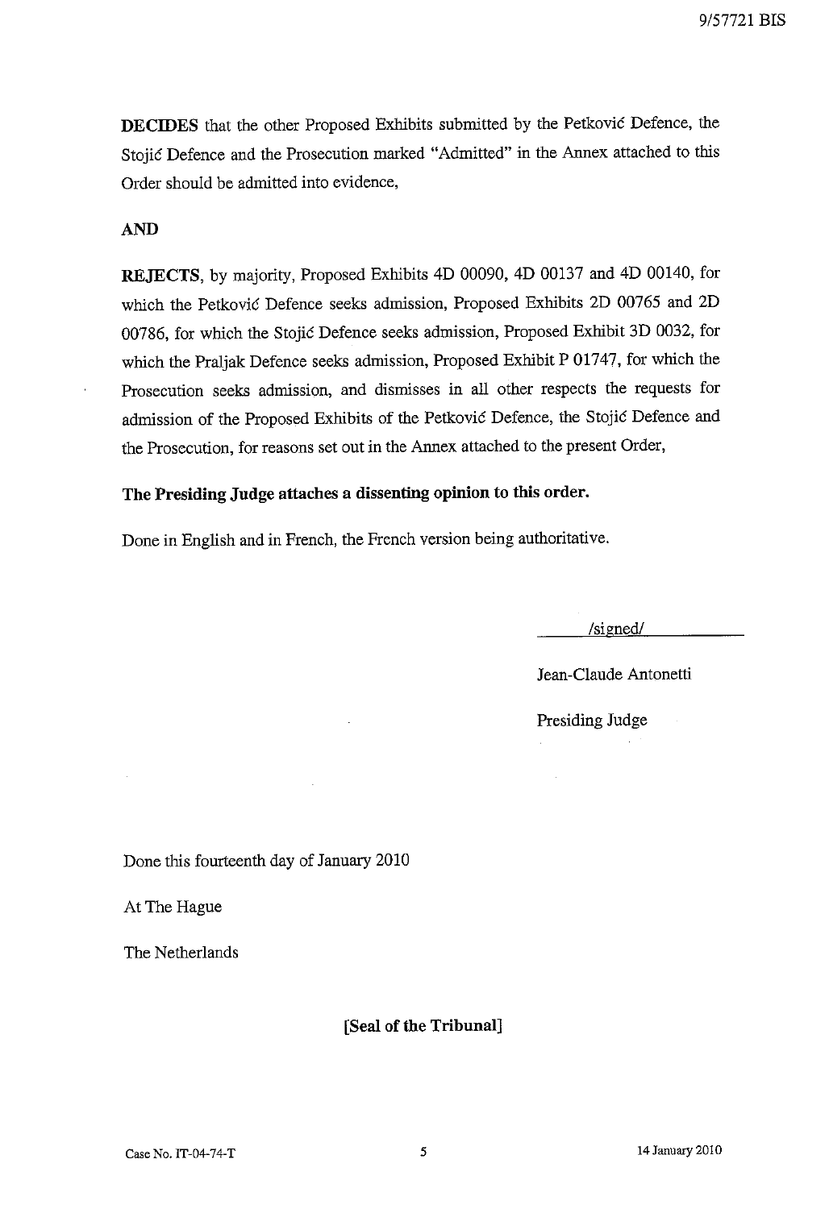**DECIDES** that the other Proposed Exhibits submitted by the Petković Defence, the Stojić Defence and the Prosecution marked "Admitted" in the Annex attached to this Order should be admitted into evidence,

**AND**

**REJECTS**, by majority, Proposed Exhibits 4D 00090, 4D 00137 and 4D 00140, for which the Petković Defence seeks admission, Proposed Exhibits 2D 00765 and 2D 00786, for which the Stojić Defence seeks admission, Proposed Exhibit 3D 0032, for which the Praljak Defence seeks admission, Proposed Exhibit P 01747, for which the Prosecution seeks admission, and dismisses in all other respects the requests for admission of the Proposed Exhibits of the Petković Defence, the Stojić Defence and the Prosecution, for reasons set out in the Annex attached to the present Order,

**The Presiding Judge attaches a dissenting opinion to this order.**

Done in English and in French, the French version being authoritative.

/signed/

Jean-Claude Antonetti

Presiding Judge

Done this fourteenth day of January 2010

At The Hague

The Netherlands

**[Seal of the Tribunal]**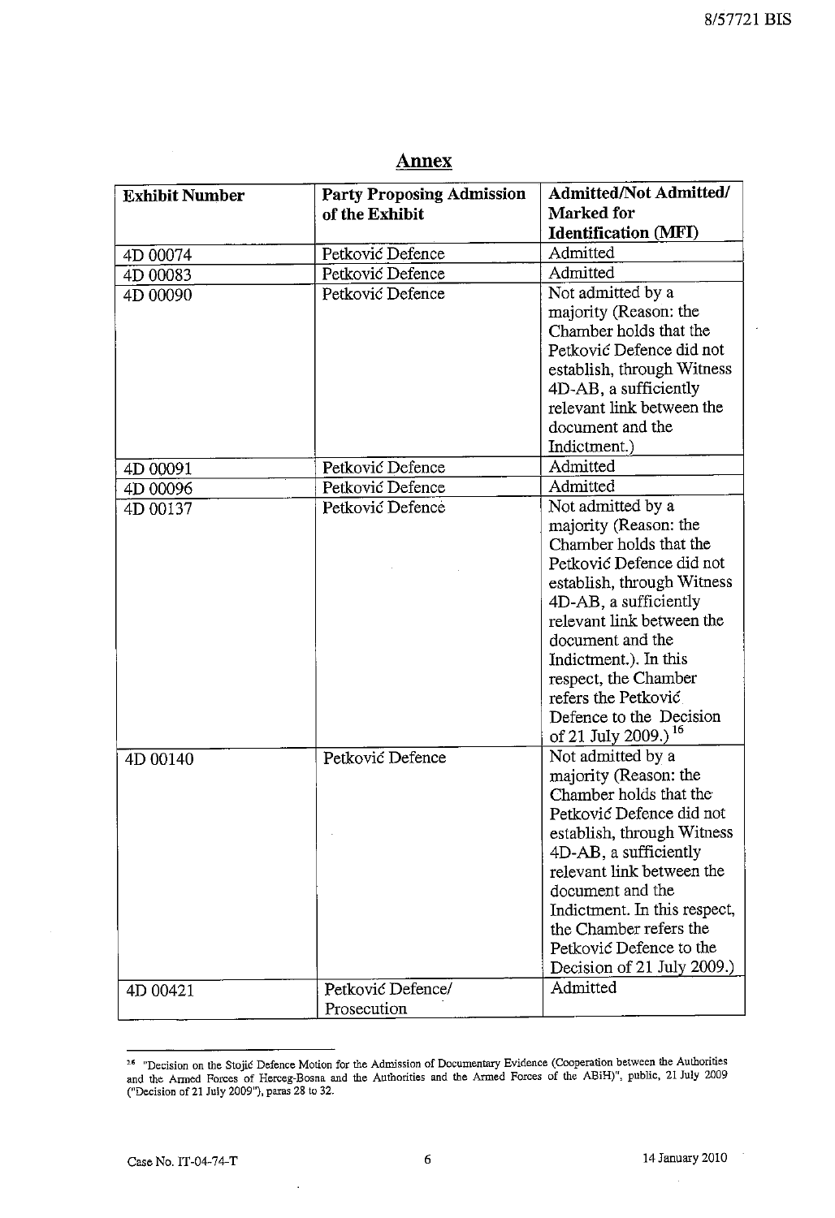## Annex

| Exhibit Number | Party Proposing Admission of the Exhibit | Admitted/Not Admitted/ Marked for Identification (MFI) |
|---|---|---|
| 4D 00074 | Petković Defence | Admitted |
| 4D 00083 | Petković Defence | Admitted |
| 4D 00090 | Petković Defence | Not admitted by a majority (Reason: the Chamber holds that the Petković Defence did not establish, through Witness 4D-AB, a sufficiently relevant link between the document and the Indictment.) |
| 4D 00091 | Petković Defence | Admitted |
| 4D 00096 | Petković Defence | Admitted |
| 4D 00137 | Petković Defence | Not admitted by a majority (Reason: the Chamber holds that the Petković Defence did not establish, through Witness 4D-AB, a sufficiently relevant link between the document and the Indictment.). In this respect, the Chamber refers the Petković Defence to the Decision of 21 July 2009.)[16] |
| 4D 00140 | Petković Defence | Not admitted by a majority (Reason: the Chamber holds that the Petković Defence did not establish, through Witness 4D-AB, a sufficiently relevant link between the document and the Indictment. In this respect, the Chamber refers the Petković Defence to the Decision of 21 July 2009.) |
| 4D 00421 | Petković Defence/ Prosecution | Admitted |

---

[16] "Decision on the Stojić Defence Motion for the Admission of Documentary Evidence (Cooperation between the Authorities and the Armed Forces of Herceg-Bosna and the Authorities and the Armed Forces of the ABiH)", public, 21 July 2009 ("Decision of 21 July 2009"), paras 28 to 32.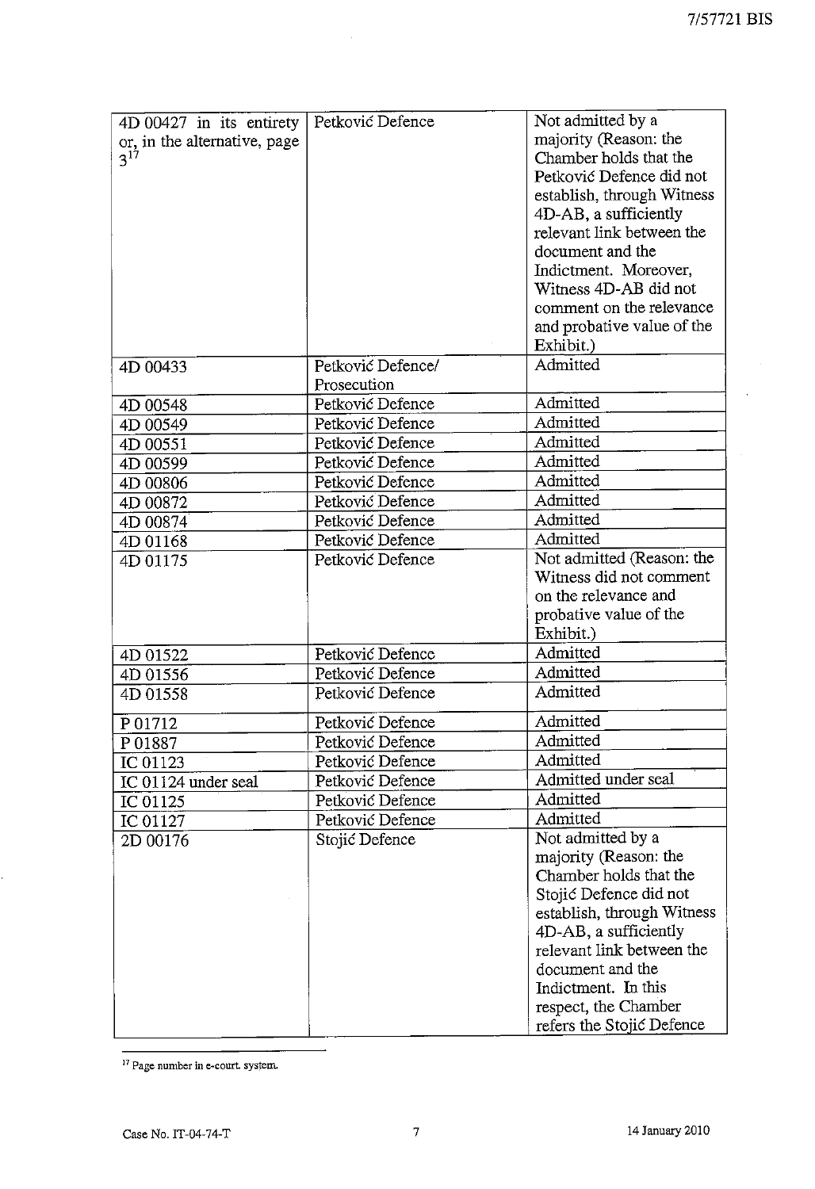| | | |
|---|---|---|
| 4D 00427 in its entirety or, in the alternative, page 3[17] | Petković Defence | Not admitted by a majority (Reason: the Chamber holds that the Petković Defence did not establish, through Witness 4D-AB, a sufficiently relevant link between the document and the Indictment. Moreover, Witness 4D-AB did not comment on the relevance and probative value of the Exhibit.) |
| 4D 00433 | Petković Defence/ Prosecution | Admitted |
| 4D 00548 | Petković Defence | Admitted |
| 4D 00549 | Petković Defence | Admitted |
| 4D 00551 | Petković Defence | Admitted |
| 4D 00599 | Petković Defence | Admitted |
| 4D 00806 | Petković Defence | Admitted |
| 4D 00872 | Petković Defence | Admitted |
| 4D 00874 | Petković Defence | Admitted |
| 4D 01168 | Petković Defence | Admitted |
| 4D 01175 | Petković Defence | Not admitted (Reason: the Witness did not comment on the relevance and probative value of the Exhibit.) |
| 4D 01522 | Petković Defence | Admitted |
| 4D 01556 | Petković Defence | Admitted |
| 4D 01558 | Petković Defence | Admitted |
| P 01712 | Petković Defence | Admitted |
| P 01887 | Petković Defence | Admitted |
| IC 01123 | Petković Defence | Admitted |
| IC 01124 under seal | Petković Defence | Admitted under seal |
| IC 01125 | Petković Defence | Admitted |
| IC 01127 | Petković Defence | Admitted |
| 2D 00176 | Stojić Defence | Not admitted by a majority (Reason: the Chamber holds that the Stojić Defence did not establish, through Witness 4D-AB, a sufficiently relevant link between the document and the Indictment. In this respect, the Chamber refers the Stojić Defence |

[17] Page number in e-court system.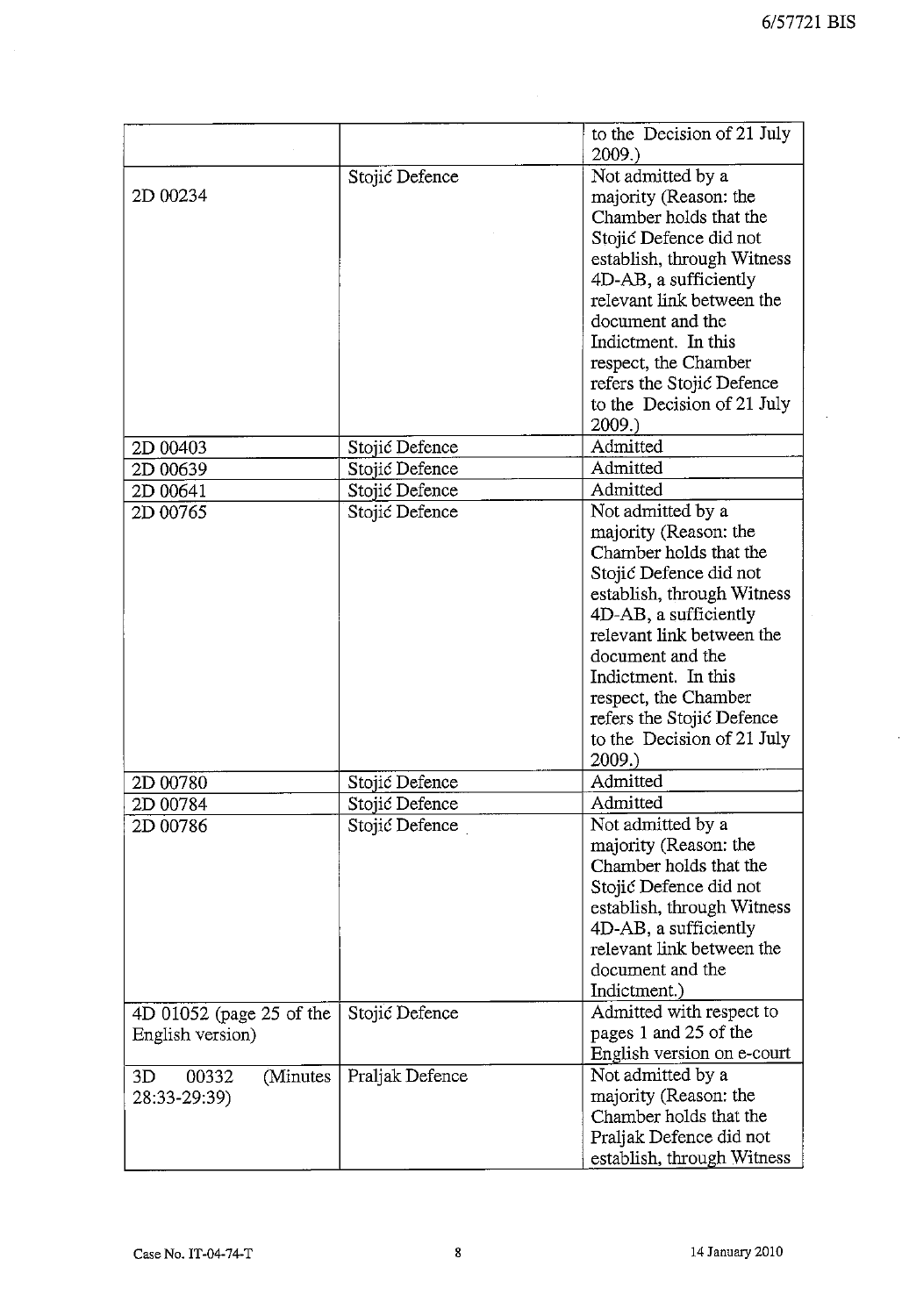| | | |
|---|---|---|
| | | to the Decision of 21 July 2009.) |
| 2D 00234 | Stojić Defence | Not admitted by a majority (Reason: the Chamber holds that the Stojić Defence did not establish, through Witness 4D-AB, a sufficiently relevant link between the document and the Indictment. In this respect, the Chamber refers the Stojić Defence to the Decision of 21 July 2009.) |
| 2D 00403 | Stojić Defence | Admitted |
| 2D 00639 | Stojić Defence | Admitted |
| 2D 00641 | Stojić Defence | Admitted |
| 2D 00765 | Stojić Defence | Not admitted by a majority (Reason: the Chamber holds that the Stojić Defence did not establish, through Witness 4D-AB, a sufficiently relevant link between the document and the Indictment. In this respect, the Chamber refers the Stojić Defence to the Decision of 21 July 2009.) |
| 2D 00780 | Stojić Defence | Admitted |
| 2D 00784 | Stojić Defence | Admitted |
| 2D 00786 | Stojić Defence | Not admitted by a majority (Reason: the Chamber holds that the Stojić Defence did not establish, through Witness 4D-AB, a sufficiently relevant link between the document and the Indictment.) |
| 4D 01052 (page 25 of the English version) | Stojić Defence | Admitted with respect to pages 1 and 25 of the English version on e-court |
| 3D 00332 (Minutes 28:33-29:39) | Praljak Defence | Not admitted by a majority (Reason: the Chamber holds that the Praljak Defence did not establish, through Witness |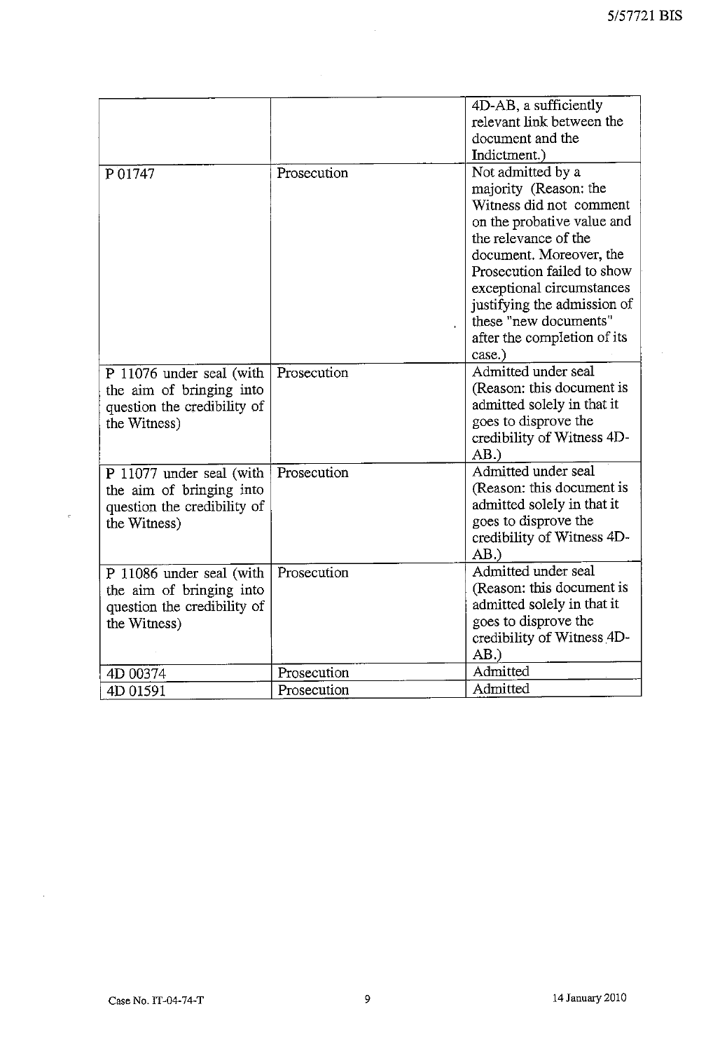| | | 4D-AB, a sufficiently relevant link between the document and the Indictment.) |
|---|---|---|
| P 01747 | Prosecution | Not admitted by a majority (Reason: the Witness did not comment on the probative value and the relevance of the document. Moreover, the Prosecution failed to show exceptional circumstances justifying the admission of these "new documents" after the completion of its case.) |
| P 11076 under seal (with the aim of bringing into question the credibility of the Witness) | Prosecution | Admitted under seal (Reason: this document is admitted solely in that it goes to disprove the credibility of Witness 4D-AB.) |
| P 11077 under seal (with the aim of bringing into question the credibility of the Witness) | Prosecution | Admitted under seal (Reason: this document is admitted solely in that it goes to disprove the credibility of Witness 4D-AB.) |
| P 11086 under seal (with the aim of bringing into question the credibility of the Witness) | Prosecution | Admitted under seal (Reason: this document is admitted solely in that it goes to disprove the credibility of Witness 4D-AB.) |
| 4D 00374 | Prosecution | Admitted |
| 4D 01591 | Prosecution | Admitted |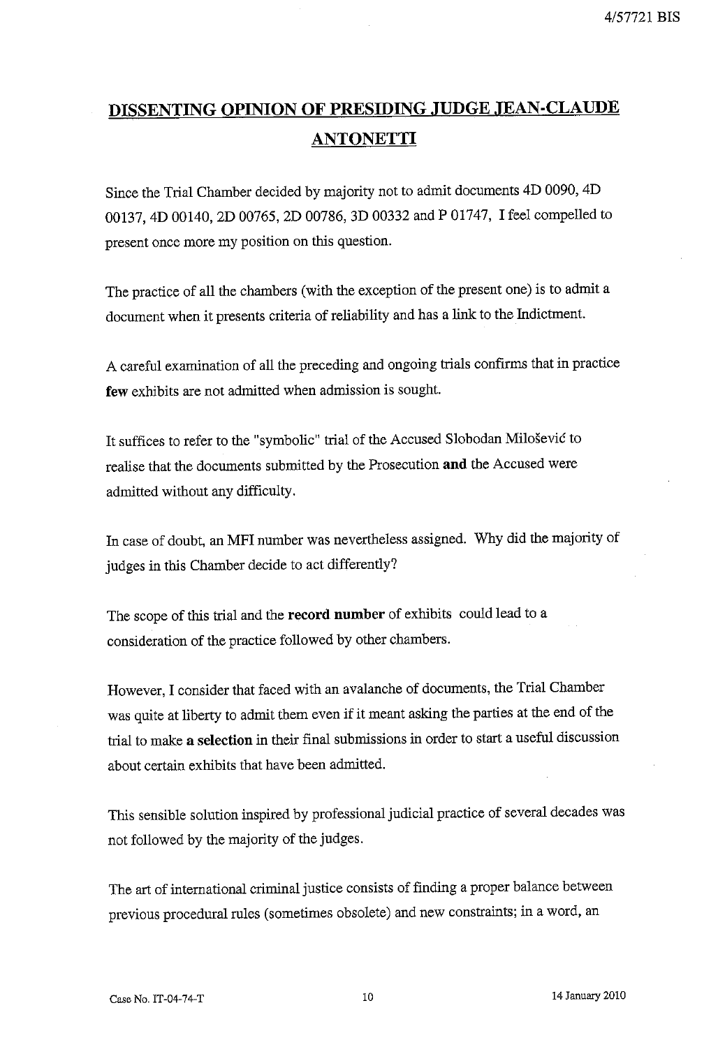# DISSENTING OPINION OF PRESIDING JUDGE JEAN-CLAUDE ANTONETTI

Since the Trial Chamber decided by majority not to admit documents 4D 0090, 4D 00137, 4D 00140, 2D 00765, 2D 00786, 3D 00332 and P 01747, I feel compelled to present once more my position on this question.

The practice of all the chambers (with the exception of the present one) is to admit a document when it presents criteria of reliability and has a link to the Indictment.

A careful examination of all the preceding and ongoing trials confirms that in practice **few** exhibits are not admitted when admission is sought.

It suffices to refer to the "symbolic" trial of the Accused Slobodan Milošević to realise that the documents submitted by the Prosecution **and** the Accused were admitted without any difficulty.

In case of doubt, an MFI number was nevertheless assigned. Why did the majority of judges in this Chamber decide to act differently?

The scope of this trial and the **record number** of exhibits could lead to a consideration of the practice followed by other chambers.

However, I consider that faced with an avalanche of documents, the Trial Chamber was quite at liberty to admit them even if it meant asking the parties at the end of the trial to make **a selection** in their final submissions in order to start a useful discussion about certain exhibits that have been admitted.

This sensible solution inspired by professional judicial practice of several decades was not followed by the majority of the judges.

The art of international criminal justice consists of finding a proper balance between previous procedural rules (sometimes obsolete) and new constraints; in a word, an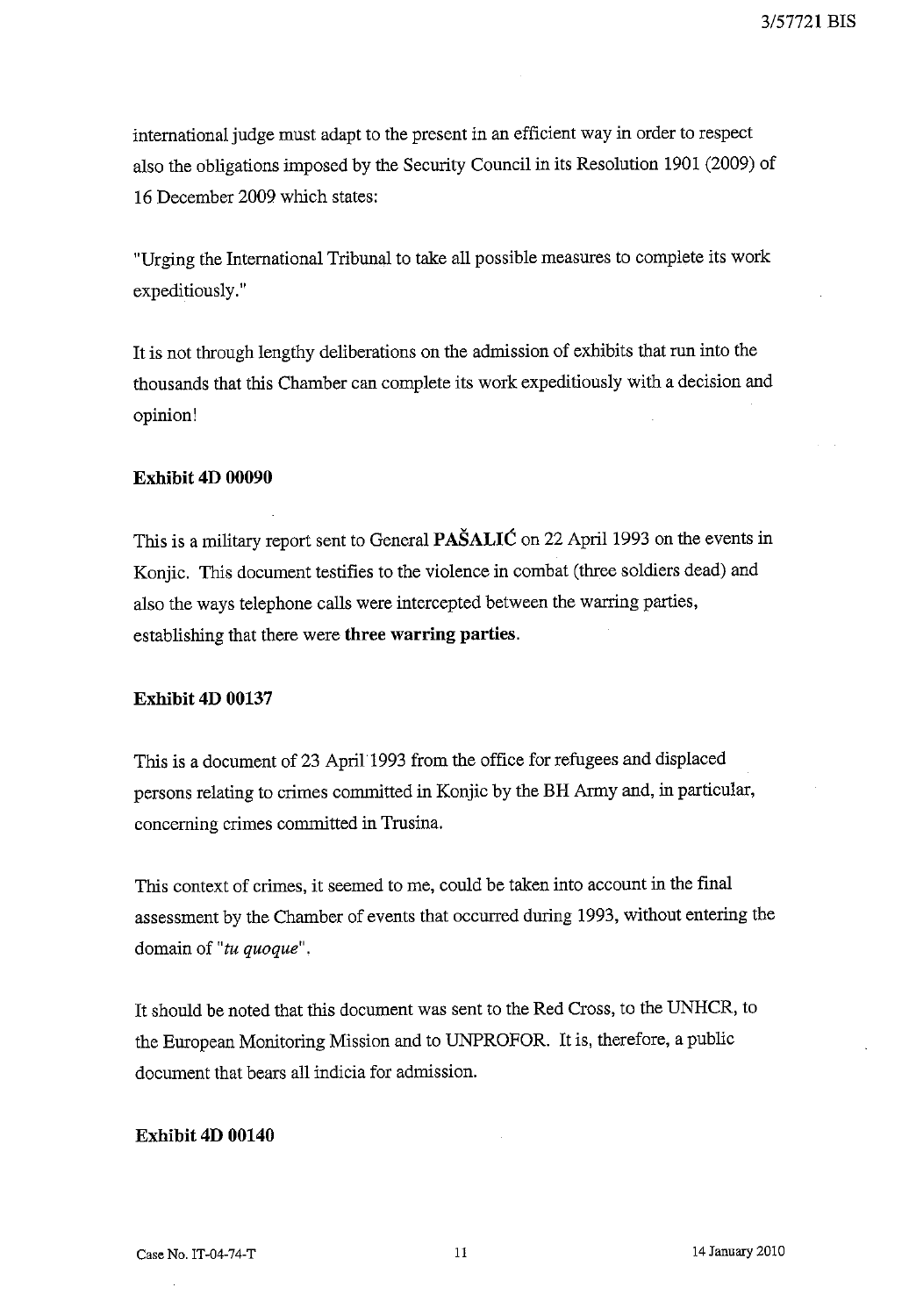international judge must adapt to the present in an efficient way in order to respect also the obligations imposed by the Security Council in its Resolution 1901 (2009) of 16 December 2009 which states:

"Urging the International Tribunal to take all possible measures to complete its work expeditiously."

It is not through lengthy deliberations on the admission of exhibits that run into the thousands that this Chamber can complete its work expeditiously with a decision and opinion!

**Exhibit 4D 00090**

This is a military report sent to General **PAŠALIĆ** on 22 April 1993 on the events in Konjic. This document testifies to the violence in combat (three soldiers dead) and also the ways telephone calls were intercepted between the warring parties, establishing that there were **three warring parties**.

**Exhibit 4D 00137**

This is a document of 23 April 1993 from the office for refugees and displaced persons relating to crimes committed in Konjic by the BH Army and, in particular, concerning crimes committed in Trusina.

This context of crimes, it seemed to me, could be taken into account in the final assessment by the Chamber of events that occurred during 1993, without entering the domain of "*tu quoque*".

It should be noted that this document was sent to the Red Cross, to the UNHCR, to the European Monitoring Mission and to UNPROFOR. It is, therefore, a public document that bears all indicia for admission.

**Exhibit 4D 00140**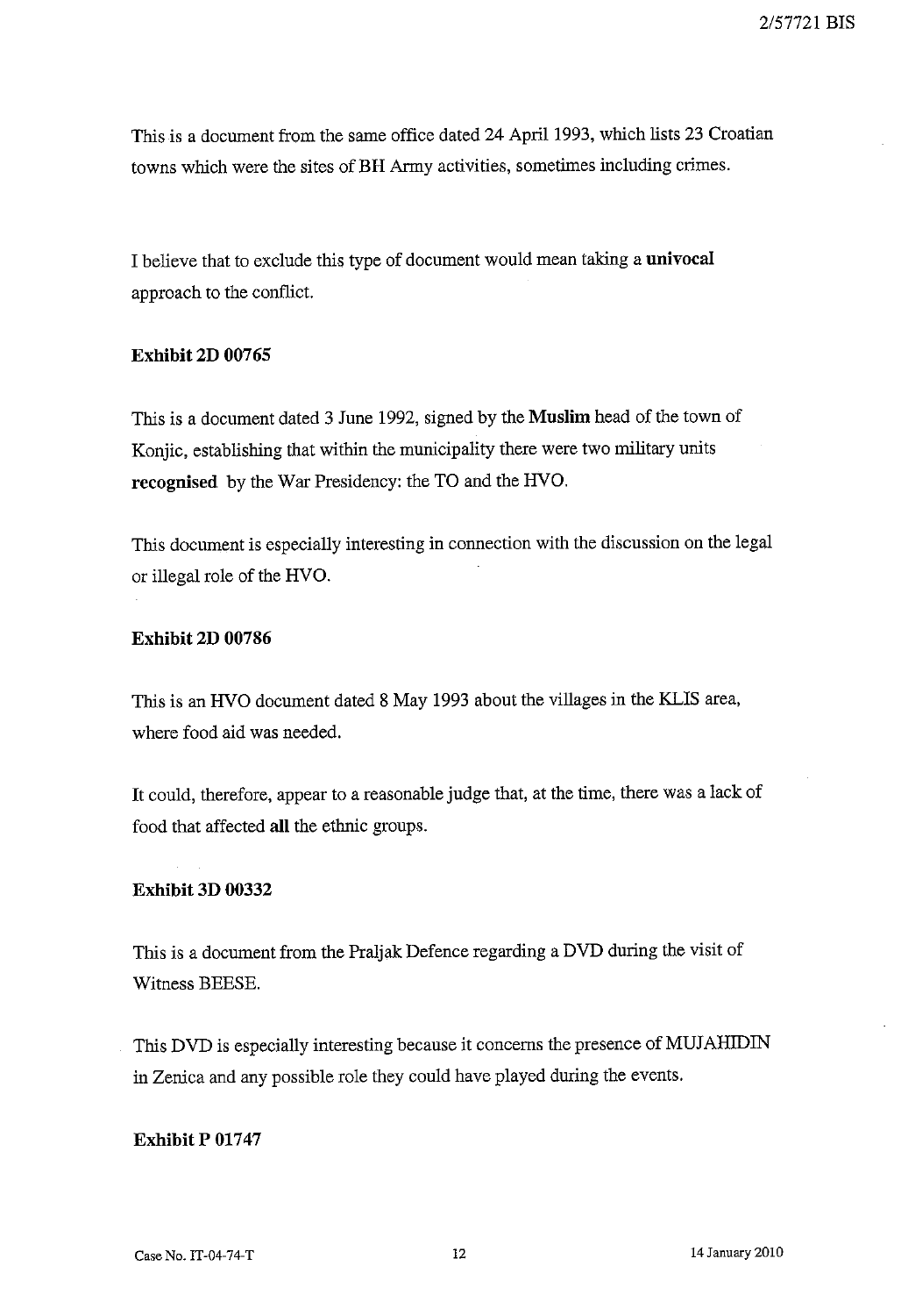This is a document from the same office dated 24 April 1993, which lists 23 Croatian towns which were the sites of BH Army activities, sometimes including crimes.

I believe that to exclude this type of document would mean taking a **univocal** approach to the conflict.

**Exhibit 2D 00765**

This is a document dated 3 June 1992, signed by the **Muslim** head of the town of Konjic, establishing that within the municipality there were two military units **recognised** by the War Presidency: the TO and the HVO.

This document is especially interesting in connection with the discussion on the legal or illegal role of the HVO.

**Exhibit 2D 00786**

This is an HVO document dated 8 May 1993 about the villages in the KLIS area, where food aid was needed.

It could, therefore, appear to a reasonable judge that, at the time, there was a lack of food that affected **all** the ethnic groups.

**Exhibit 3D 00332**

This is a document from the Praljak Defence regarding a DVD during the visit of Witness BEESE.

This DVD is especially interesting because it concerns the presence of MUJAHIDIN in Zenica and any possible role they could have played during the events.

**Exhibit P 01747**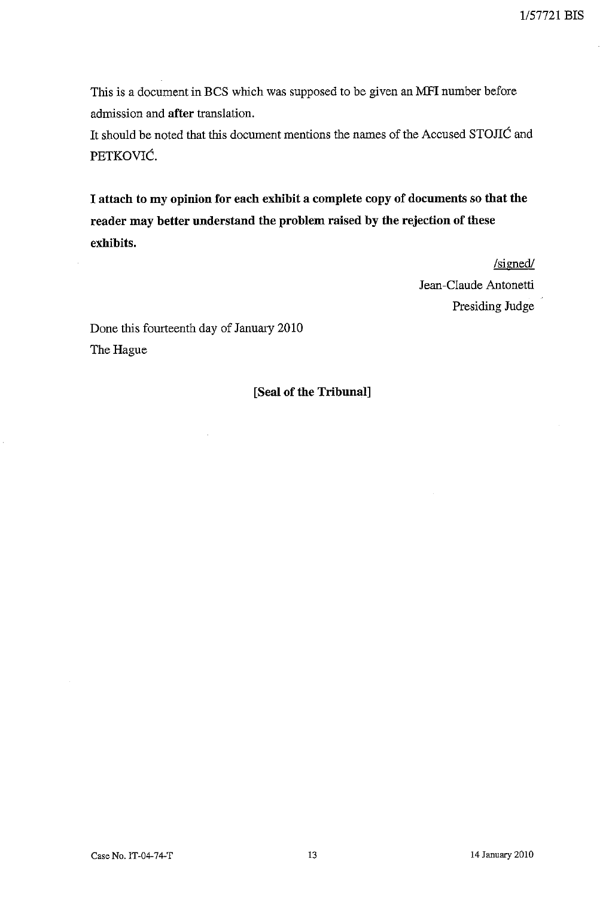This is a document in BCS which was supposed to be given an MFI number before admission and **after** translation.

It should be noted that this document mentions the names of the Accused STOJIĆ and PETKOVIĆ.

**I attach to my opinion for each exhibit a complete copy of documents so that the reader may better understand the problem raised by the rejection of these exhibits.**

/signed/

Jean-Claude Antonetti

Presiding Judge

Done this fourteenth day of January 2010

The Hague

**[Seal of the Tribunal]**